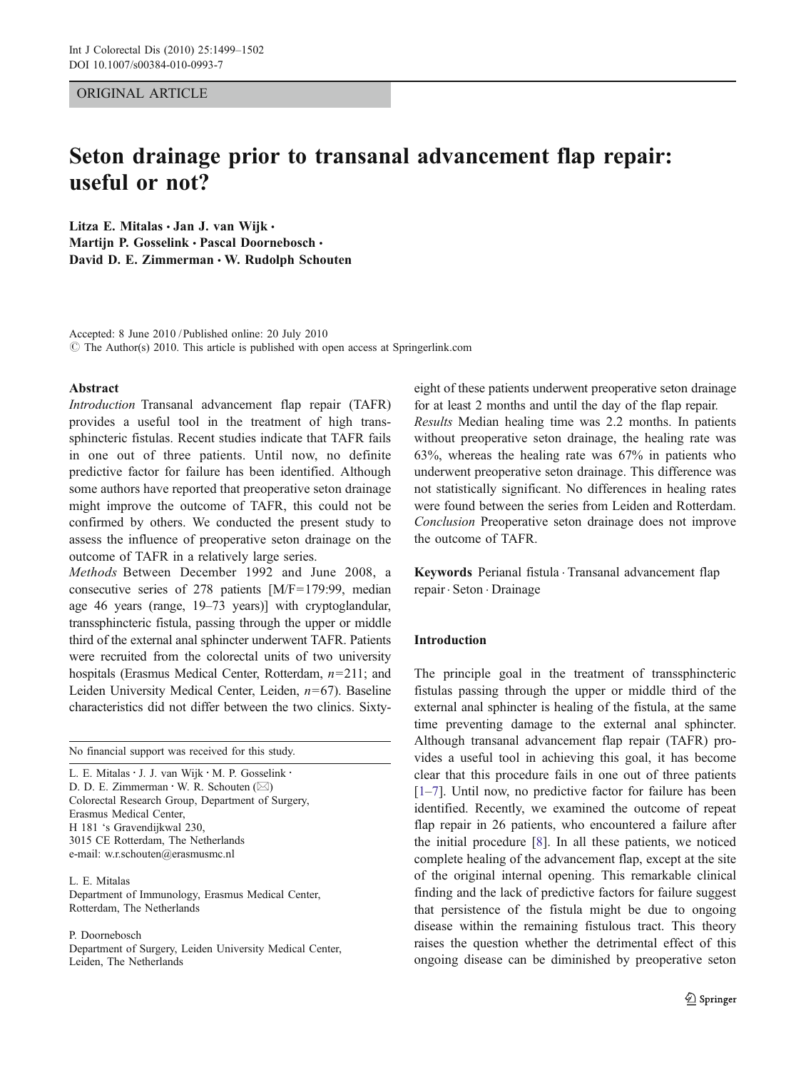ORIGINAL ARTICLE

# Seton drainage prior to transanal advancement flap repair: useful or not?

**Litza E. Mitalas · Jan J. van Wijk · Martijn P. Gosselink · Pascal Doornebosch · David D. E. Zimmerman · W. Rudolph Schouten**

Accepted: 8 June 2010 / Published online: 20 July 2010
© The Author(s) 2010. This article is published with open access at Springerlink.com

**Abstract**

*Introduction* Transanal advancement flap repair (TAFR) provides a useful tool in the treatment of high transsphincteric fistulas. Recent studies indicate that TAFR fails in one out of three patients. Until now, no definite predictive factor for failure has been identified. Although some authors have reported that preoperative seton drainage might improve the outcome of TAFR, this could not be confirmed by others. We conducted the present study to assess the influence of preoperative seton drainage on the outcome of TAFR in a relatively large series.

*Methods* Between December 1992 and June 2008, a consecutive series of 278 patients [M/F=179:99, median age 46 years (range, 19–73 years)] with cryptoglandular, transsphincteric fistula, passing through the upper or middle third of the external anal sphincter underwent TAFR. Patients were recruited from the colorectal units of two university hospitals (Erasmus Medical Center, Rotterdam, $n$=211; and Leiden University Medical Center, Leiden, $n$=67). Baseline characteristics did not differ between the two clinics. Sixty-eight of these patients underwent preoperative seton drainage for at least 2 months and until the day of the flap repair.

*Results* Median healing time was 2.2 months. In patients without preoperative seton drainage, the healing rate was 63%, whereas the healing rate was 67% in patients who underwent preoperative seton drainage. This difference was not statistically significant. No differences in healing rates were found between the series from Leiden and Rotterdam.

*Conclusion* Preoperative seton drainage does not improve the outcome of TAFR.

**Keywords** Perianal fistula · Transanal advancement flap repair · Seton · Drainage

No financial support was received for this study.

L. E. Mitalas · J. J. van Wijk · M. P. Gosselink · D. D. E. Zimmerman · W. R. Schouten (✉)
Colorectal Research Group, Department of Surgery, Erasmus Medical Center, H 181 's Gravendijkwal 230, 3015 CE Rotterdam, The Netherlands
e-mail: w.r.schouten@erasmusmc.nl

L. E. Mitalas
Department of Immunology, Erasmus Medical Center, Rotterdam, The Netherlands

P. Doornebosch
Department of Surgery, Leiden University Medical Center, Leiden, The Netherlands

## Introduction

The principle goal in the treatment of transsphincteric fistulas passing through the upper or middle third of the external anal sphincter is healing of the fistula, at the same time preventing damage to the external anal sphincter. Although transanal advancement flap repair (TAFR) provides a useful tool in achieving this goal, it has become clear that this procedure fails in one out of three patients [1–7]. Until now, no predictive factor for failure has been identified. Recently, we examined the outcome of repeat flap repair in 26 patients, who encountered a failure after the initial procedure [8]. In all these patients, we noticed complete healing of the advancement flap, except at the site of the original internal opening. This remarkable clinical finding and the lack of predictive factors for failure suggest that persistence of the fistula might be due to ongoing disease within the remaining fistulous tract. This theory raises the question whether the detrimental effect of this ongoing disease can be diminished by preoperative seton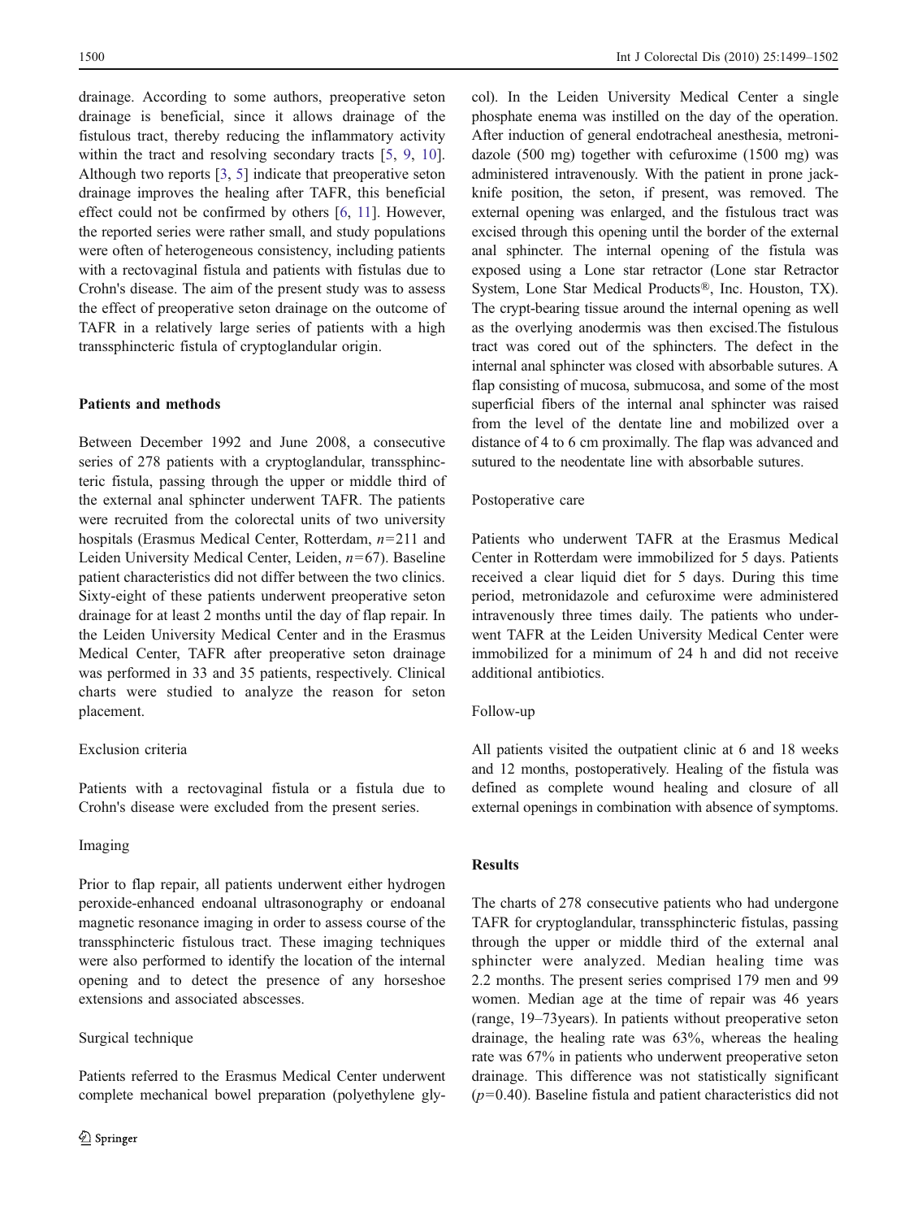drainage. According to some authors, preoperative seton drainage is beneficial, since it allows drainage of the fistulous tract, thereby reducing the inflammatory activity within the tract and resolving secondary tracts [5, 9, 10]. Although two reports [3, 5] indicate that preoperative seton drainage improves the healing after TAFR, this beneficial effect could not be confirmed by others [6, 11]. However, the reported series were rather small, and study populations were often of heterogeneous consistency, including patients with a rectovaginal fistula and patients with fistulas due to Crohn's disease. The aim of the present study was to assess the effect of preoperative seton drainage on the outcome of TAFR in a relatively large series of patients with a high transsphincteric fistula of cryptoglandular origin.

## Patients and methods

Between December 1992 and June 2008, a consecutive series of 278 patients with a cryptoglandular, transsphincteric fistula, passing through the upper or middle third of the external anal sphincter underwent TAFR. The patients were recruited from the colorectal units of two university hospitals (Erasmus Medical Center, Rotterdam, $n=211$ and Leiden University Medical Center, Leiden, $n=67$). Baseline patient characteristics did not differ between the two clinics. Sixty-eight of these patients underwent preoperative seton drainage for at least 2 months until the day of flap repair. In the Leiden University Medical Center and in the Erasmus Medical Center, TAFR after preoperative seton drainage was performed in 33 and 35 patients, respectively. Clinical charts were studied to analyze the reason for seton placement.

### Exclusion criteria

Patients with a rectovaginal fistula or a fistula due to Crohn's disease were excluded from the present series.

### Imaging

Prior to flap repair, all patients underwent either hydrogen peroxide-enhanced endoanal ultrasonography or endoanal magnetic resonance imaging in order to assess course of the transsphincteric fistulous tract. These imaging techniques were also performed to identify the location of the internal opening and to detect the presence of any horseshoe extensions and associated abscesses.

### Surgical technique

Patients referred to the Erasmus Medical Center underwent complete mechanical bowel preparation (polyethylene glycol). In the Leiden University Medical Center a single phosphate enema was instilled on the day of the operation. After induction of general endotracheal anesthesia, metronidazole (500 mg) together with cefuroxime (1500 mg) was administered intravenously. With the patient in prone jackknife position, the seton, if present, was removed. The external opening was enlarged, and the fistulous tract was excised through this opening until the border of the external anal sphincter. The internal opening of the fistula was exposed using a Lone star retractor (Lone star Retractor System, Lone Star Medical Products®, Inc. Houston, TX). The crypt-bearing tissue around the internal opening as well as the overlying anodermis was then excised.The fistulous tract was cored out of the sphincters. The defect in the internal anal sphincter was closed with absorbable sutures. A flap consisting of mucosa, submucosa, and some of the most superficial fibers of the internal anal sphincter was raised from the level of the dentate line and mobilized over a distance of 4 to 6 cm proximally. The flap was advanced and sutured to the neodentate line with absorbable sutures.

### Postoperative care

Patients who underwent TAFR at the Erasmus Medical Center in Rotterdam were immobilized for 5 days. Patients received a clear liquid diet for 5 days. During this time period, metronidazole and cefuroxime were administered intravenously three times daily. The patients who underwent TAFR at the Leiden University Medical Center were immobilized for a minimum of 24 h and did not receive additional antibiotics.

### Follow-up

All patients visited the outpatient clinic at 6 and 18 weeks and 12 months, postoperatively. Healing of the fistula was defined as complete wound healing and closure of all external openings in combination with absence of symptoms.

## Results

The charts of 278 consecutive patients who had undergone TAFR for cryptoglandular, transsphincteric fistulas, passing through the upper or middle third of the external anal sphincter were analyzed. Median healing time was 2.2 months. The present series comprised 179 men and 99 women. Median age at the time of repair was 46 years (range, 19–73years). In patients without preoperative seton drainage, the healing rate was 63%, whereas the healing rate was 67% in patients who underwent preoperative seton drainage. This difference was not statistically significant ($p=0.40$). Baseline fistula and patient characteristics did not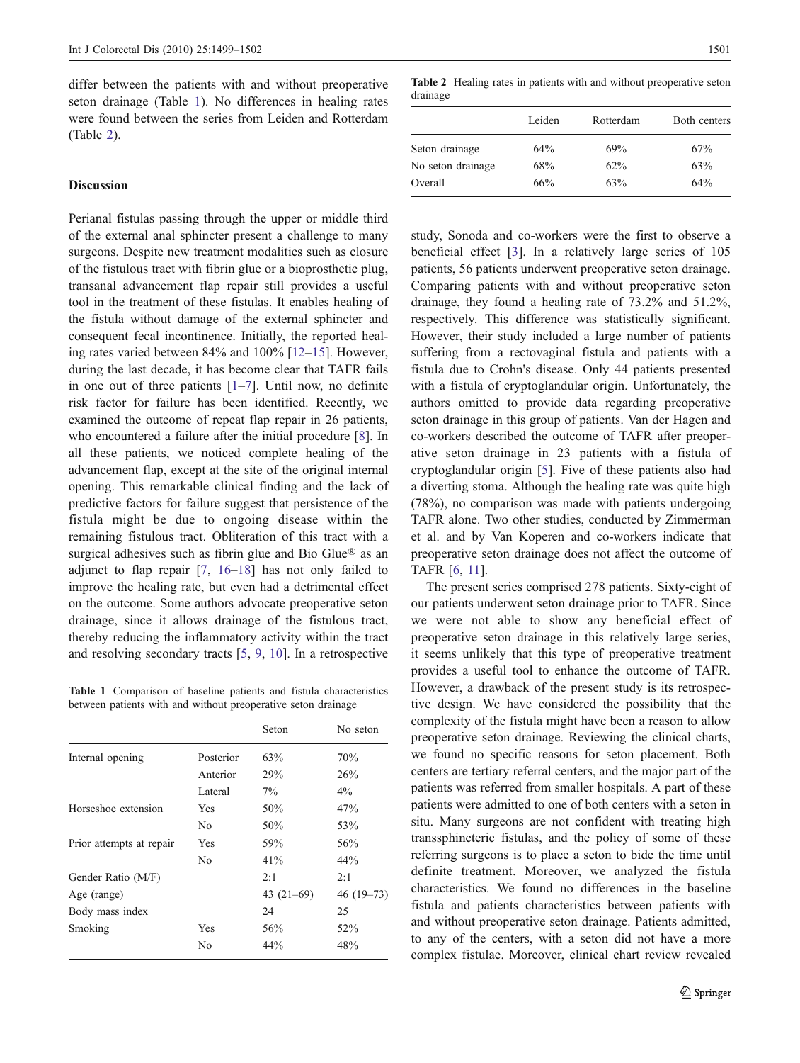differ between the patients with and without preoperative seton drainage (Table 1). No differences in healing rates were found between the series from Leiden and Rotterdam (Table 2).

## Discussion

Perianal fistulas passing through the upper or middle third of the external anal sphincter present a challenge to many surgeons. Despite new treatment modalities such as closure of the fistulous tract with fibrin glue or a bioprosthetic plug, transanal advancement flap repair still provides a useful tool in the treatment of these fistulas. It enables healing of the fistula without damage of the external sphincter and consequent fecal incontinence. Initially, the reported healing rates varied between 84% and 100% [12–15]. However, during the last decade, it has become clear that TAFR fails in one out of three patients [1–7]. Until now, no definite risk factor for failure has been identified. Recently, we examined the outcome of repeat flap repair in 26 patients, who encountered a failure after the initial procedure [8]. In all these patients, we noticed complete healing of the advancement flap, except at the site of the original internal opening. This remarkable clinical finding and the lack of predictive factors for failure suggest that persistence of the fistula might be due to ongoing disease within the remaining fistulous tract. Obliteration of this tract with a surgical adhesives such as fibrin glue and Bio Glue® as an adjunct to flap repair [7, 16–18] has not only failed to improve the healing rate, but even had a detrimental effect on the outcome. Some authors advocate preoperative seton drainage, since it allows drainage of the fistulous tract, thereby reducing the inflammatory activity within the tract and resolving secondary tracts [5, 9, 10]. In a retrospective study, Sonoda and co-workers were the first to observe a beneficial effect [3]. In a relatively large series of 105 patients, 56 patients underwent preoperative seton drainage. Comparing patients with and without preoperative seton drainage, they found a healing rate of 73.2% and 51.2%, respectively. This difference was statistically significant. However, their study included a large number of patients suffering from a rectovaginal fistula and patients with a fistula due to Crohn's disease. Only 44 patients presented with a fistula of cryptoglandular origin. Unfortunately, the authors omitted to provide data regarding preoperative seton drainage in this group of patients. Van der Hagen and co-workers described the outcome of TAFR after preoperative seton drainage in 23 patients with a fistula of cryptoglandular origin [5]. Five of these patients also had a diverting stoma. Although the healing rate was quite high (78%), no comparison was made with patients undergoing TAFR alone. Two other studies, conducted by Zimmerman et al. and by Van Koperen and co-workers indicate that preoperative seton drainage does not affect the outcome of TAFR [6, 11].

**Table 1** Comparison of baseline patients and fistula characteristics between patients with and without preoperative seton drainage

| | | Seton | No seton |
|---|---|---|---|
| Internal opening | Posterior | 63% | 70% |
| | Anterior | 29% | 26% |
| | Lateral | 7% | 4% |
| Horseshoe extension | Yes | 50% | 47% |
| | No | 50% | 53% |
| Prior attempts at repair | Yes | 59% | 56% |
| | No | 41% | 44% |
| Gender Ratio (M/F) | | 2:1 | 2:1 |
| Age (range) | | 43 (21–69) | 46 (19–73) |
| Body mass index | | 24 | 25 |
| Smoking | Yes | 56% | 52% |
| | No | 44% | 48% |

**Table 2** Healing rates in patients with and without preoperative seton drainage

| | Leiden | Rotterdam | Both centers |
|---|---|---|---|
| Seton drainage | 64% | 69% | 67% |
| No seton drainage | 68% | 62% | 63% |
| Overall | 66% | 63% | 64% |

The present series comprised 278 patients. Sixty-eight of our patients underwent seton drainage prior to TAFR. Since we were not able to show any beneficial effect of preoperative seton drainage in this relatively large series, it seems unlikely that this type of preoperative treatment provides a useful tool to enhance the outcome of TAFR. However, a drawback of the present study is its retrospective design. We have considered the possibility that the complexity of the fistula might have been a reason to allow preoperative seton drainage. Reviewing the clinical charts, we found no specific reasons for seton placement. Both centers are tertiary referral centers, and the major part of the patients was referred from smaller hospitals. A part of these patients were admitted to one of both centers with a seton in situ. Many surgeons are not confident with treating high transsphincteric fistulas, and the policy of some of these referring surgeons is to place a seton to bide the time until definite treatment. Moreover, we analyzed the fistula characteristics. We found no differences in the baseline fistula and patients characteristics between patients with and without preoperative seton drainage. Patients admitted, to any of the centers, with a seton did not have a more complex fistulae. Moreover, clinical chart review revealed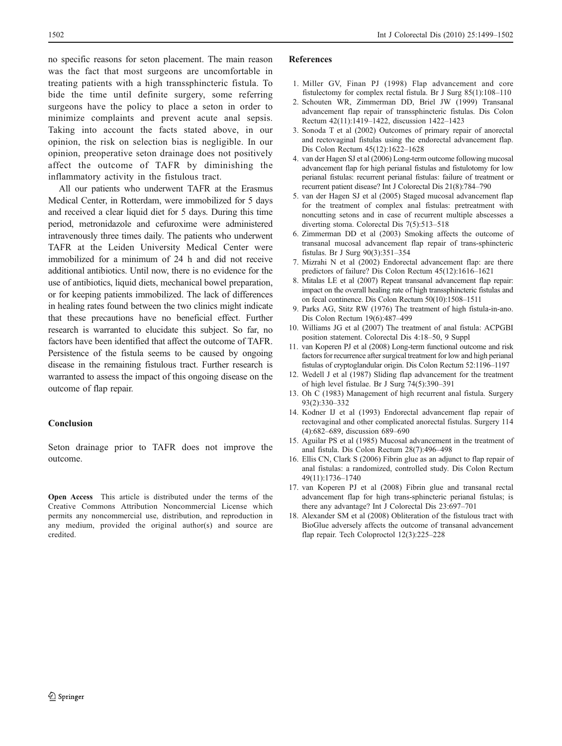no specific reasons for seton placement. The main reason was the fact that most surgeons are uncomfortable in treating patients with a high transsphincteric fistula. To bide the time until definite surgery, some referring surgeons have the policy to place a seton in order to minimize complaints and prevent acute anal sepsis. Taking into account the facts stated above, in our opinion, the risk on selection bias is negligible. In our opinion, preoperative seton drainage does not positively affect the outcome of TAFR by diminishing the inflammatory activity in the fistulous tract.

All our patients who underwent TAFR at the Erasmus Medical Center, in Rotterdam, were immobilized for 5 days and received a clear liquid diet for 5 days. During this time period, metronidazole and cefuroxime were administered intravenously three times daily. The patients who underwent TAFR at the Leiden University Medical Center were immobilized for a minimum of 24 h and did not receive additional antibiotics. Until now, there is no evidence for the use of antibiotics, liquid diets, mechanical bowel preparation, or for keeping patients immobilized. The lack of differences in healing rates found between the two clinics might indicate that these precautions have no beneficial effect. Further research is warranted to elucidate this subject. So far, no factors have been identified that affect the outcome of TAFR. Persistence of the fistula seems to be caused by ongoing disease in the remaining fistulous tract. Further research is warranted to assess the impact of this ongoing disease on the outcome of flap repair.

## Conclusion

Seton drainage prior to TAFR does not improve the outcome.

**Open Access** This article is distributed under the terms of the Creative Commons Attribution Noncommercial License which permits any noncommercial use, distribution, and reproduction in any medium, provided the original author(s) and source are credited.

## References

1. Miller GV, Finan PJ (1998) Flap advancement and core fistulectomy for complex rectal fistula. Br J Surg 85(1):108–110
2. Schouten WR, Zimmerman DD, Briel JW (1999) Transanal advancement flap repair of transsphincteric fistulas. Dis Colon Rectum 42(11):1419–1422, discussion 1422–1423
3. Sonoda T et al (2002) Outcomes of primary repair of anorectal and rectovaginal fistulas using the endorectal advancement flap. Dis Colon Rectum 45(12):1622–1628
4. van der Hagen SJ et al (2006) Long-term outcome following mucosal advancement flap for high perianal fistulas and fistulotomy for low perianal fistulas: recurrent perianal fistulas: failure of treatment or recurrent patient disease? Int J Colorectal Dis 21(8):784–790
5. van der Hagen SJ et al (2005) Staged mucosal advancement flap for the treatment of complex anal fistulas: pretreatment with noncutting setons and in case of recurrent multiple abscesses a diverting stoma. Colorectal Dis 7(5):513–518
6. Zimmerman DD et al (2003) Smoking affects the outcome of transanal mucosal advancement flap repair of trans-sphincteric fistulas. Br J Surg 90(3):351–354
7. Mizrahi N et al (2002) Endorectal advancement flap: are there predictors of failure? Dis Colon Rectum 45(12):1616–1621
8. Mitalas LE et al (2007) Repeat transanal advancement flap repair: impact on the overall healing rate of high transsphincteric fistulas and on fecal continence. Dis Colon Rectum 50(10):1508–1511
9. Parks AG, Stitz RW (1976) The treatment of high fistula-in-ano. Dis Colon Rectum 19(6):487–499
10. Williams JG et al (2007) The treatment of anal fistula: ACPGBI position statement. Colorectal Dis 4:18–50, 9 Suppl
11. van Koperen PJ et al (2008) Long-term functional outcome and risk factors for recurrence after surgical treatment for low and high perianal fistulas of cryptoglandular origin. Dis Colon Rectum 52:1196–1197
12. Wedell J et al (1987) Sliding flap advancement for the treatment of high level fistulae. Br J Surg 74(5):390–391
13. Oh C (1983) Management of high recurrent anal fistula. Surgery 93(2):330–332
14. Kodner IJ et al (1993) Endorectal advancement flap repair of rectovaginal and other complicated anorectal fistulas. Surgery 114 (4):682–689, discussion 689–690
15. Aguilar PS et al (1985) Mucosal advancement in the treatment of anal fistula. Dis Colon Rectum 28(7):496–498
16. Ellis CN, Clark S (2006) Fibrin glue as an adjunct to flap repair of anal fistulas: a randomized, controlled study. Dis Colon Rectum 49(11):1736–1740
17. van Koperen PJ et al (2008) Fibrin glue and transanal rectal advancement flap for high trans-sphincteric perianal fistulas; is there any advantage? Int J Colorectal Dis 23:697–701
18. Alexander SM et al (2008) Obliteration of the fistulous tract with BioGlue adversely affects the outcome of transanal advancement flap repair. Tech Coloproctol 12(3):225–228